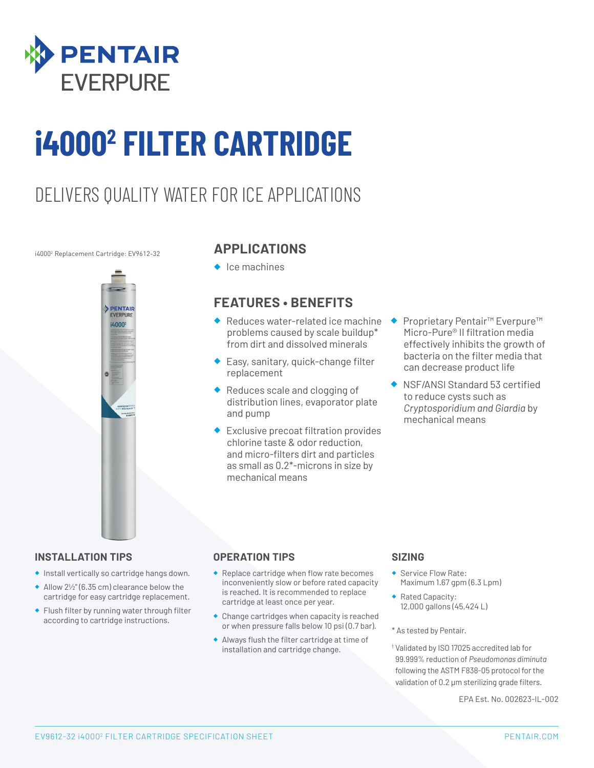PENTAIR
EVERPURE

# i4000² FILTER CARTRIDGE

## DELIVERS QUALITY WATER FOR ICE APPLICATIONS

i4000² Replacement Cartridge: EV9612-32

### APPLICATIONS

- Ice machines

### FEATURES • BENEFITS

- Reduces water-related ice machine problems caused by scale buildup* from dirt and dissolved minerals
- Easy, sanitary, quick-change filter replacement
- Reduces scale and clogging of distribution lines, evaporator plate and pump
- Exclusive precoat filtration provides chlorine taste & odor reduction, and micro-filters dirt and particles as small as 0.2*-microns in size by mechanical means
- Proprietary Pentair™ Everpure™ Micro-Pure® II filtration media effectively inhibits the growth of bacteria on the filter media that can decrease product life
- NSF/ANSI Standard 53 certified to reduce cysts such as *Cryptosporidium and Giardia* by mechanical means

### INSTALLATION TIPS

- Install vertically so cartridge hangs down.
- Allow 2½" (6.35 cm) clearance below the cartridge for easy cartridge replacement.
- Flush filter by running water through filter according to cartridge instructions.

### OPERATION TIPS

- Replace cartridge when flow rate becomes inconveniently slow or before rated capacity is reached. It is recommended to replace cartridge at least once per year.
- Change cartridges when capacity is reached or when pressure falls below 10 psi (0.7 bar).
- Always flush the filter cartridge at time of installation and cartridge change.

### SIZING

- Service Flow Rate: Maximum 1.67 gpm (6.3 Lpm)
- Rated Capacity: 12,000 gallons (45,424 L)

\* As tested by Pentair.

† Validated by ISO 17025 accredited lab for 99.999% reduction of *Pseudomonas diminuta* following the ASTM F838-05 protocol for the validation of 0.2 µm sterilizing grade filters.

EPA Est. No. 002623-IL-002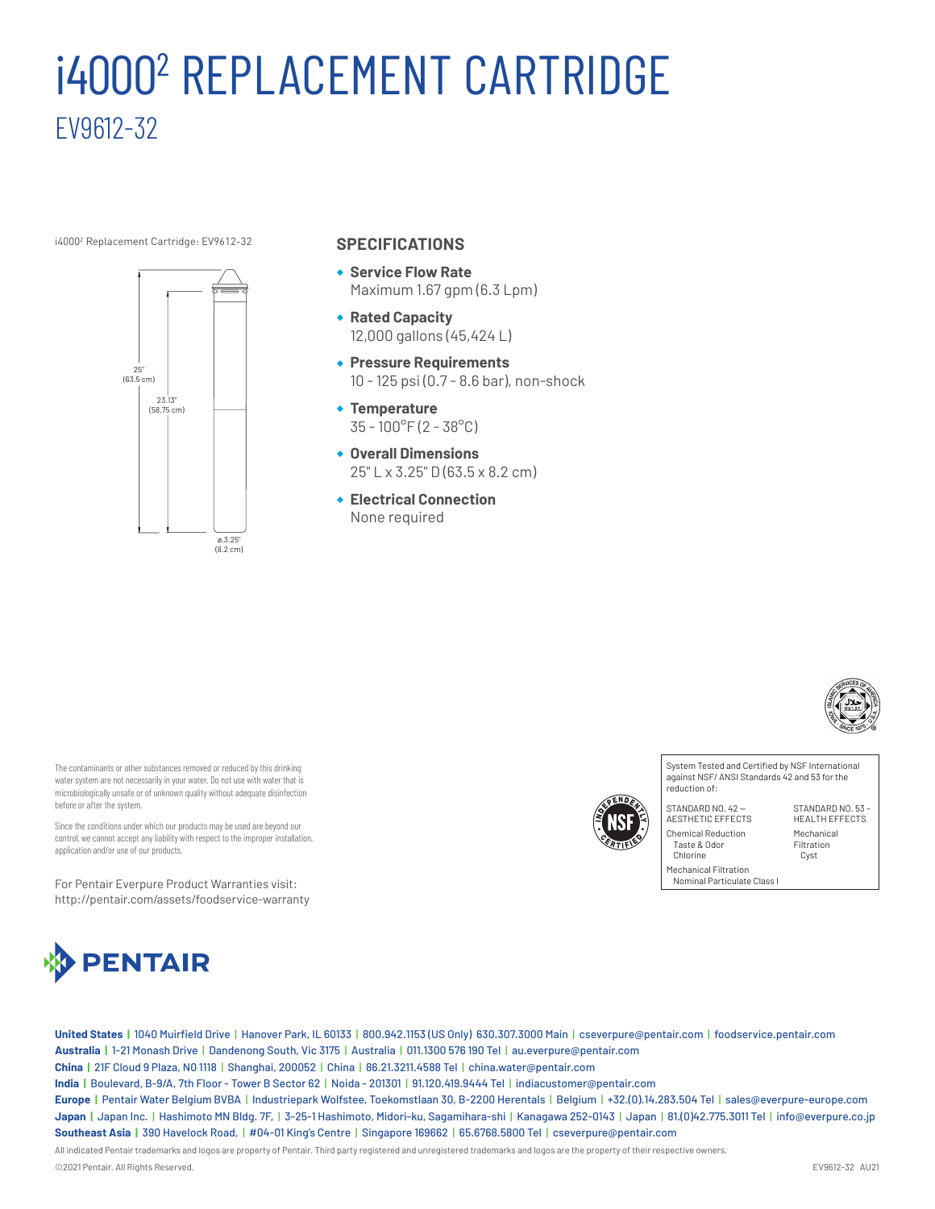# i4000² REPLACEMENT CARTRIDGE

## EV9612-32

i4000² Replacement Cartridge: EV9612-32

25" (63.5 cm)
23.13" (58.75 cm)
ø 3.25" (8.2 cm)

### SPECIFICATIONS

- **Service Flow Rate**
  Maximum 1.67 gpm (6.3 Lpm)
- **Rated Capacity**
  12,000 gallons (45,424 L)
- **Pressure Requirements**
  10 - 125 psi (0.7 - 8.6 bar), non-shock
- **Temperature**
  35 - 100°F (2 - 38°C)
- **Overall Dimensions**
  25" L x 3.25" D (63.5 x 8.2 cm)
- **Electrical Connection**
  None required

The contaminants or other substances removed or reduced by this drinking water system are not necessarily in your water. Do not use with water that is microbiologically unsafe or of unknown quality without adequate disinfection before or after the system.

Since the conditions under which our products may be used are beyond our control, we cannot accept any liability with respect to the improper installation, application and/or use of our products.

For Pentair Everpure Product Warranties visit:
http://pentair.com/assets/foodservice-warranty

System Tested and Certified by NSF International against NSF/ ANSI Standards 42 and 53 for the reduction of:

| STANDARD NO. 42 — AESTHETIC EFFECTS | STANDARD NO. 53 – HEALTH EFFECTS |
| --- | --- |
| Chemical Reduction<br>Taste & Odor<br>Chlorine | Mechanical Filtration<br>Cyst |
| Mechanical Filtration<br>Nominal Particulate Class I | |

PENTAIR

**United States** | 1040 Muirfield Drive | Hanover Park, IL 60133 | 800.942.1153 (US Only) 630.307.3000 Main | cseverpure@pentair.com | foodservice.pentair.com
**Australia** | 1-21 Monash Drive | Dandenong South, Vic 3175 | Australia | 011.1300 576 190 Tel | au.everpure@pentair.com
**China** | 21F Cloud 9 Plaza, NO 1118 | Shanghai, 200052 | China | 86.21.3211.4588 Tel | china.water@pentair.com
**India** | Boulevard, B-9/A, 7th Floor - Tower B Sector 62 | Noida - 201301 | 91.120.419.9444 Tel | indiacustomer@pentair.com
**Europe** | Pentair Water Belgium BVBA | Industriepark Wolfstee, Toekomstlaan 30, B-2200 Herentals | Belgium | +32.(0).14.283.504 Tel | sales@everpure-europe.com
**Japan** | Japan Inc. | Hashimoto MN Bldg. 7F, | 3-25-1 Hashimoto, Midori-ku, Sagamihara-shi | Kanagawa 252-0143 | Japan | 81.(0)42.775.3011 Tel | info@everpure.co.jp
**Southeast Asia** | 390 Havelock Road, | #04-01 King's Centre | Singapore 169662 | 65.6768.5800 Tel | cseverpure@pentair.com

All indicated Pentair trademarks and logos are property of Pentair. Third party registered and unregistered trademarks and logos are the property of their respective owners.

©2021 Pentair. All Rights Reserved.

EV9612-32 AU21